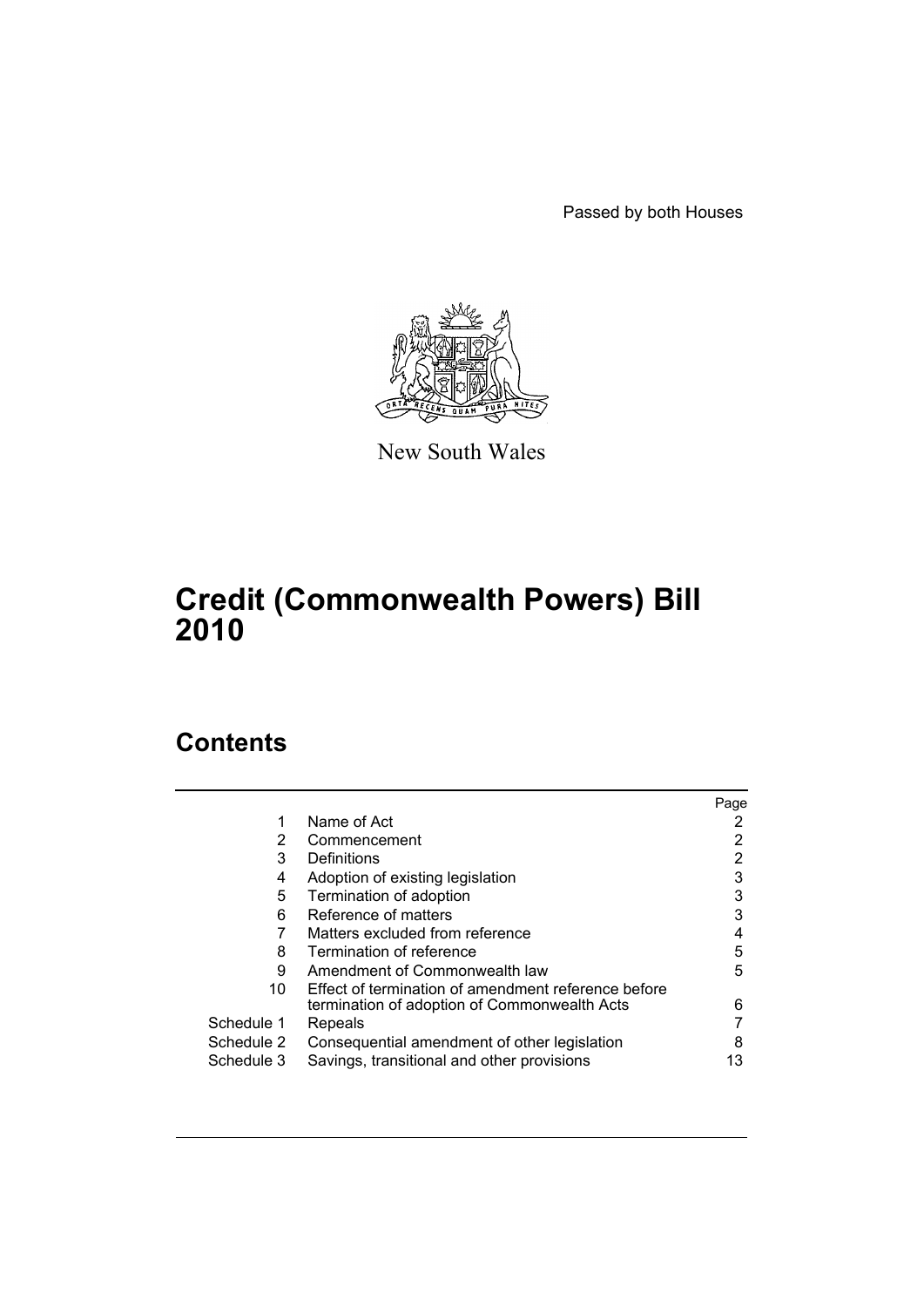Passed by both Houses

New South Wales

# Credit (Commonwealth Powers) Bill 2010

## Contents

| | | Page |
|---|---|---|
| 1 | Name of Act | 2 |
| 2 | Commencement | 2 |
| 3 | Definitions | 2 |
| 4 | Adoption of existing legislation | 3 |
| 5 | Termination of adoption | 3 |
| 6 | Reference of matters | 3 |
| 7 | Matters excluded from reference | 4 |
| 8 | Termination of reference | 5 |
| 9 | Amendment of Commonwealth law | 5 |
| 10 | Effect of termination of amendment reference before termination of adoption of Commonwealth Acts | 6 |
| Schedule 1 | Repeals | 7 |
| Schedule 2 | Consequential amendment of other legislation | 8 |
| Schedule 3 | Savings, transitional and other provisions | 13 |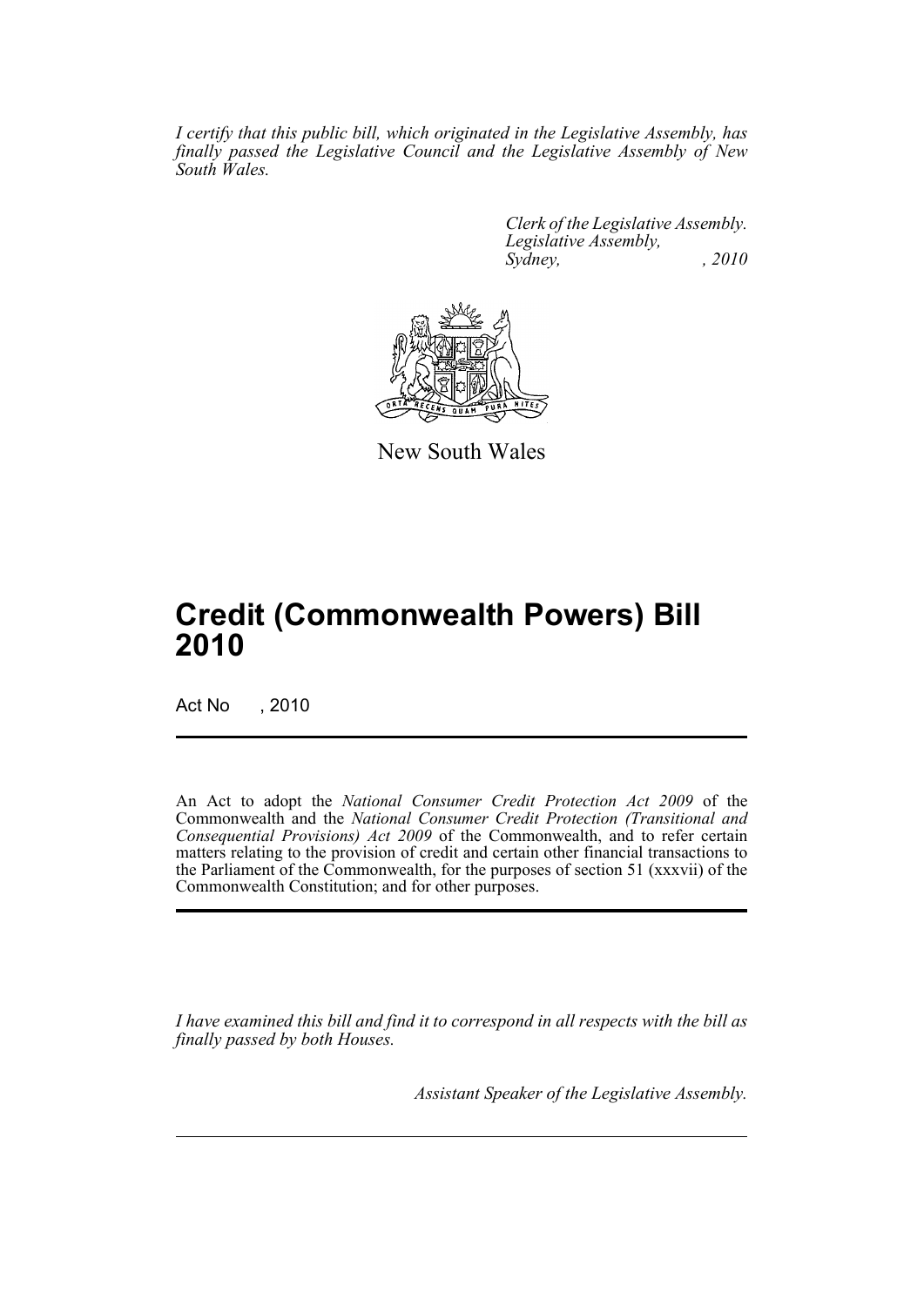*I certify that this public bill, which originated in the Legislative Assembly, has finally passed the Legislative Council and the Legislative Assembly of New South Wales.*

*Clerk of the Legislative Assembly.*
*Legislative Assembly,*
*Sydney, , 2010*

New South Wales

# Credit (Commonwealth Powers) Bill 2010

Act No , 2010

An Act to adopt the *National Consumer Credit Protection Act 2009* of the Commonwealth and the *National Consumer Credit Protection (Transitional and Consequential Provisions) Act 2009* of the Commonwealth, and to refer certain matters relating to the provision of credit and certain other financial transactions to the Parliament of the Commonwealth, for the purposes of section 51 (xxxvii) of the Commonwealth Constitution; and for other purposes.

*I have examined this bill and find it to correspond in all respects with the bill as finally passed by both Houses.*

*Assistant Speaker of the Legislative Assembly.*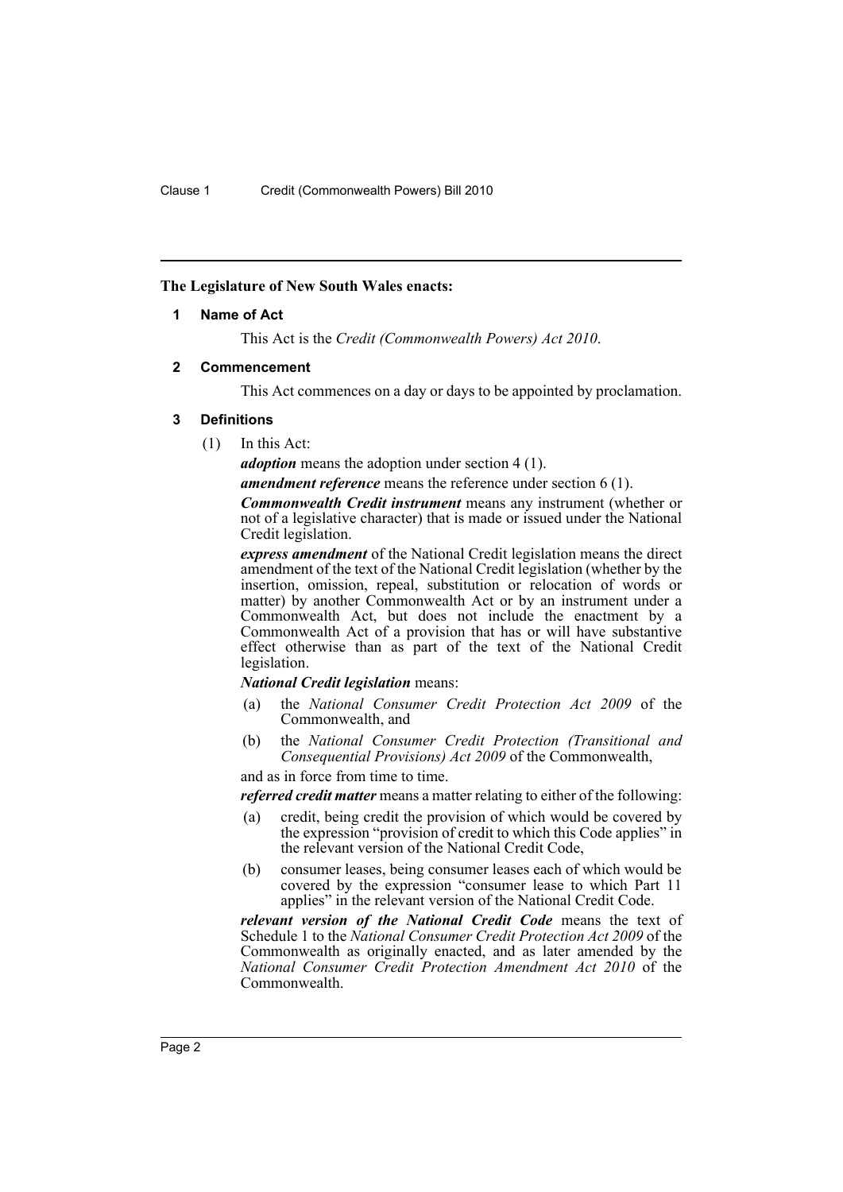**The Legislature of New South Wales enacts:**

## 1 Name of Act

This Act is the *Credit (Commonwealth Powers) Act 2010*.

## 2 Commencement

This Act commences on a day or days to be appointed by proclamation.

## 3 Definitions

(1) In this Act:

***adoption*** means the adoption under section 4 (1).

***amendment reference*** means the reference under section 6 (1).

***Commonwealth Credit instrument*** means any instrument (whether or not of a legislative character) that is made or issued under the National Credit legislation.

***express amendment*** of the National Credit legislation means the direct amendment of the text of the National Credit legislation (whether by the insertion, omission, repeal, substitution or relocation of words or matter) by another Commonwealth Act or by an instrument under a Commonwealth Act, but does not include the enactment by a Commonwealth Act of a provision that has or will have substantive effect otherwise than as part of the text of the National Credit legislation.

***National Credit legislation*** means:

(a) the *National Consumer Credit Protection Act 2009* of the Commonwealth, and

(b) the *National Consumer Credit Protection (Transitional and Consequential Provisions) Act 2009* of the Commonwealth,

and as in force from time to time.

***referred credit matter*** means a matter relating to either of the following:

(a) credit, being credit the provision of which would be covered by the expression "provision of credit to which this Code applies" in the relevant version of the National Credit Code,

(b) consumer leases, being consumer leases each of which would be covered by the expression "consumer lease to which Part 11 applies" in the relevant version of the National Credit Code.

***relevant version of the National Credit Code*** means the text of Schedule 1 to the *National Consumer Credit Protection Act 2009* of the Commonwealth as originally enacted, and as later amended by the *National Consumer Credit Protection Amendment Act 2010* of the Commonwealth.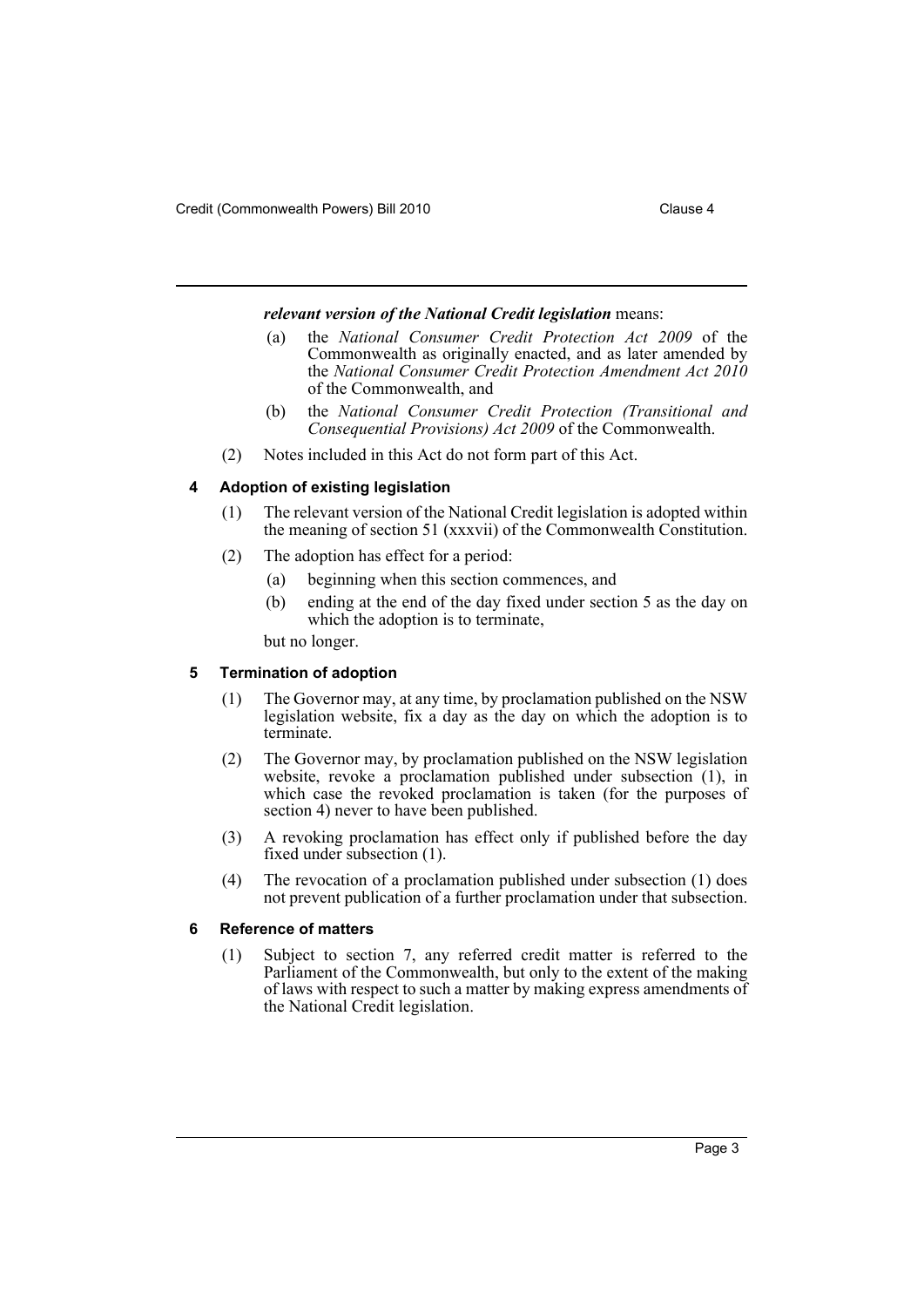***relevant version of the National Credit legislation*** means:

- (a) the *National Consumer Credit Protection Act 2009* of the Commonwealth as originally enacted, and as later amended by the *National Consumer Credit Protection Amendment Act 2010* of the Commonwealth, and
- (b) the *National Consumer Credit Protection (Transitional and Consequential Provisions) Act 2009* of the Commonwealth.

(2) Notes included in this Act do not form part of this Act.

### 4 Adoption of existing legislation

(1) The relevant version of the National Credit legislation is adopted within the meaning of section 51 (xxxvii) of the Commonwealth Constitution.

(2) The adoption has effect for a period:

- (a) beginning when this section commences, and
- (b) ending at the end of the day fixed under section 5 as the day on which the adoption is to terminate,

but no longer.

### 5 Termination of adoption

(1) The Governor may, at any time, by proclamation published on the NSW legislation website, fix a day as the day on which the adoption is to terminate.

(2) The Governor may, by proclamation published on the NSW legislation website, revoke a proclamation published under subsection (1), in which case the revoked proclamation is taken (for the purposes of section 4) never to have been published.

(3) A revoking proclamation has effect only if published before the day fixed under subsection (1).

(4) The revocation of a proclamation published under subsection (1) does not prevent publication of a further proclamation under that subsection.

### 6 Reference of matters

(1) Subject to section 7, any referred credit matter is referred to the Parliament of the Commonwealth, but only to the extent of the making of laws with respect to such a matter by making express amendments of the National Credit legislation.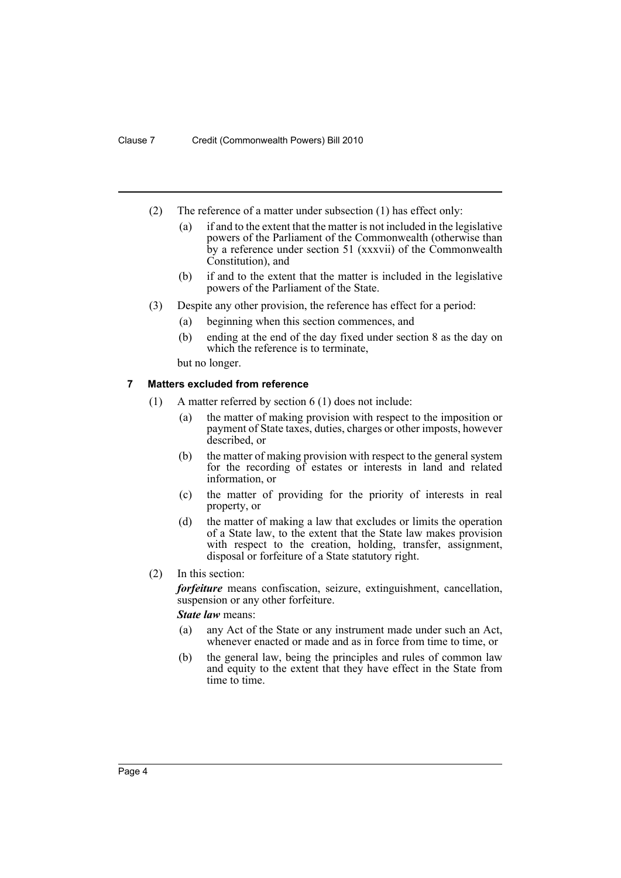(2) The reference of a matter under subsection (1) has effect only:

(a) if and to the extent that the matter is not included in the legislative powers of the Parliament of the Commonwealth (otherwise than by a reference under section 51 (xxxvii) of the Commonwealth Constitution), and

(b) if and to the extent that the matter is included in the legislative powers of the Parliament of the State.

(3) Despite any other provision, the reference has effect for a period:

(a) beginning when this section commences, and

(b) ending at the end of the day fixed under section 8 as the day on which the reference is to terminate,

but no longer.

### 7 Matters excluded from reference

(1) A matter referred by section 6 (1) does not include:

(a) the matter of making provision with respect to the imposition or payment of State taxes, duties, charges or other imposts, however described, or

(b) the matter of making provision with respect to the general system for the recording of estates or interests in land and related information, or

(c) the matter of providing for the priority of interests in real property, or

(d) the matter of making a law that excludes or limits the operation of a State law, to the extent that the State law makes provision with respect to the creation, holding, transfer, assignment, disposal or forfeiture of a State statutory right.

(2) In this section:

***forfeiture*** means confiscation, seizure, extinguishment, cancellation, suspension or any other forfeiture.

***State law*** means:

(a) any Act of the State or any instrument made under such an Act, whenever enacted or made and as in force from time to time, or

(b) the general law, being the principles and rules of common law and equity to the extent that they have effect in the State from time to time.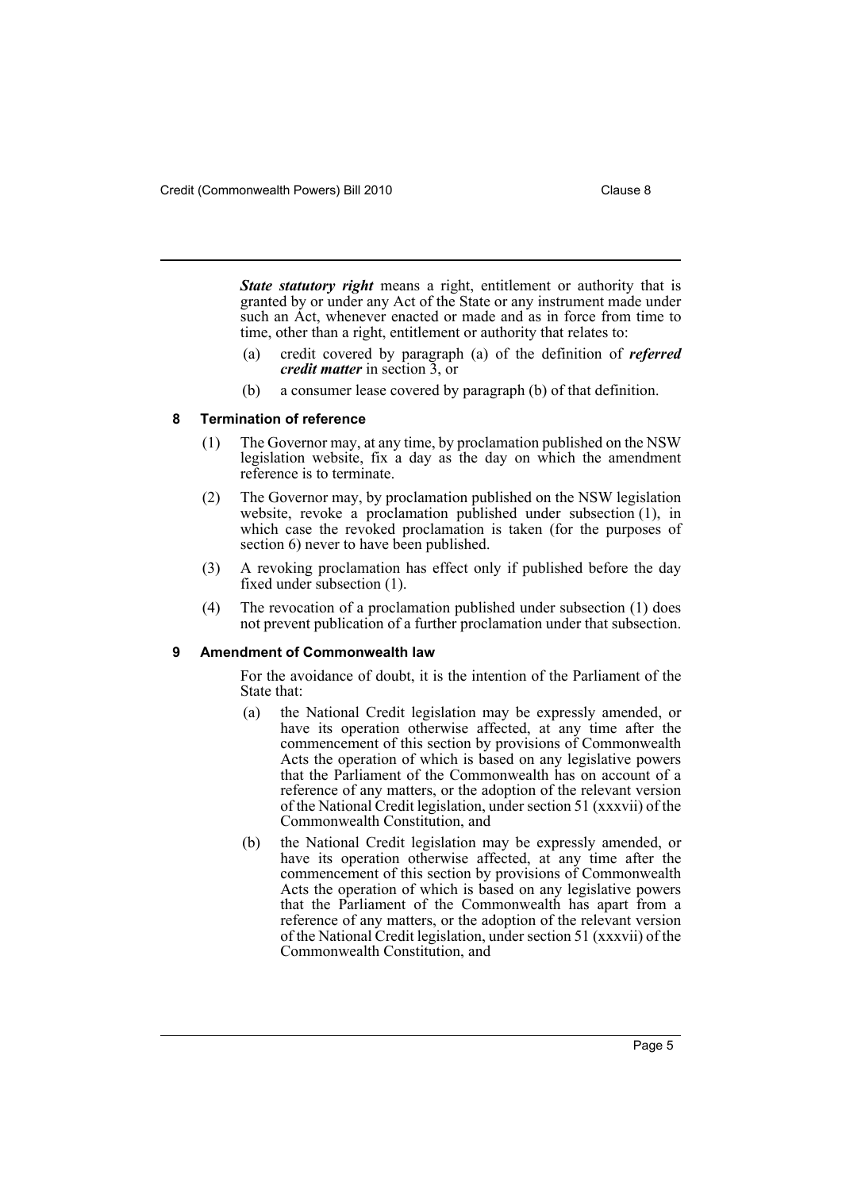***State statutory right*** means a right, entitlement or authority that is granted by or under any Act of the State or any instrument made under such an Act, whenever enacted or made and as in force from time to time, other than a right, entitlement or authority that relates to:

(a) credit covered by paragraph (a) of the definition of ***referred credit matter*** in section 3, or

(b) a consumer lease covered by paragraph (b) of that definition.

### 8 Termination of reference

(1) The Governor may, at any time, by proclamation published on the NSW legislation website, fix a day as the day on which the amendment reference is to terminate.

(2) The Governor may, by proclamation published on the NSW legislation website, revoke a proclamation published under subsection (1), in which case the revoked proclamation is taken (for the purposes of section 6) never to have been published.

(3) A revoking proclamation has effect only if published before the day fixed under subsection (1).

(4) The revocation of a proclamation published under subsection (1) does not prevent publication of a further proclamation under that subsection.

### 9 Amendment of Commonwealth law

For the avoidance of doubt, it is the intention of the Parliament of the State that:

(a) the National Credit legislation may be expressly amended, or have its operation otherwise affected, at any time after the commencement of this section by provisions of Commonwealth Acts the operation of which is based on any legislative powers that the Parliament of the Commonwealth has on account of a reference of any matters, or the adoption of the relevant version of the National Credit legislation, under section 51 (xxxvii) of the Commonwealth Constitution, and

(b) the National Credit legislation may be expressly amended, or have its operation otherwise affected, at any time after the commencement of this section by provisions of Commonwealth Acts the operation of which is based on any legislative powers that the Parliament of the Commonwealth has apart from a reference of any matters, or the adoption of the relevant version of the National Credit legislation, under section 51 (xxxvii) of the Commonwealth Constitution, and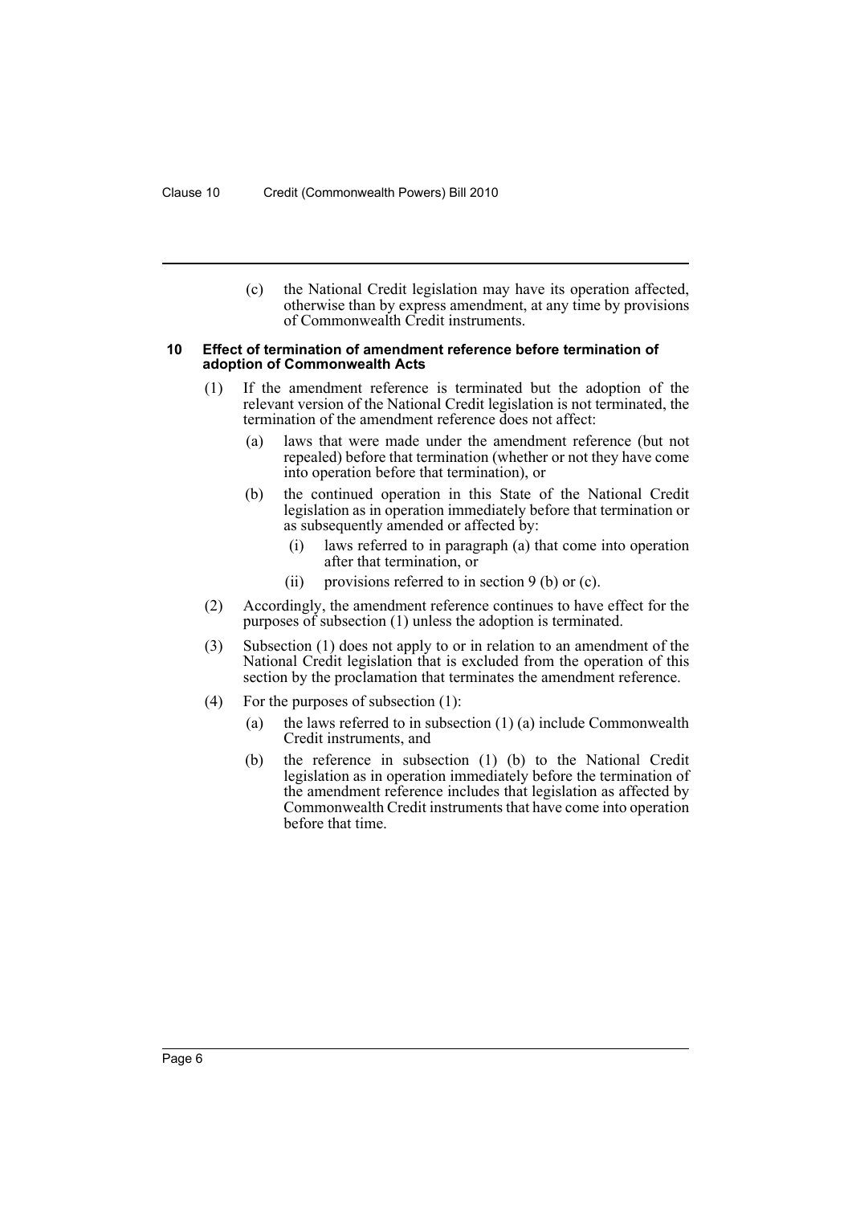(c) the National Credit legislation may have its operation affected, otherwise than by express amendment, at any time by provisions of Commonwealth Credit instruments.

**10 Effect of termination of amendment reference before termination of adoption of Commonwealth Acts**

(1) If the amendment reference is terminated but the adoption of the relevant version of the National Credit legislation is not terminated, the termination of the amendment reference does not affect:

- (a) laws that were made under the amendment reference (but not repealed) before that termination (whether or not they have come into operation before that termination), or
- (b) the continued operation in this State of the National Credit legislation as in operation immediately before that termination or as subsequently amended or affected by:
  - (i) laws referred to in paragraph (a) that come into operation after that termination, or
  - (ii) provisions referred to in section 9 (b) or (c).

(2) Accordingly, the amendment reference continues to have effect for the purposes of subsection (1) unless the adoption is terminated.

(3) Subsection (1) does not apply to or in relation to an amendment of the National Credit legislation that is excluded from the operation of this section by the proclamation that terminates the amendment reference.

(4) For the purposes of subsection (1):

- (a) the laws referred to in subsection (1) (a) include Commonwealth Credit instruments, and
- (b) the reference in subsection (1) (b) to the National Credit legislation as in operation immediately before the termination of the amendment reference includes that legislation as affected by Commonwealth Credit instruments that have come into operation before that time.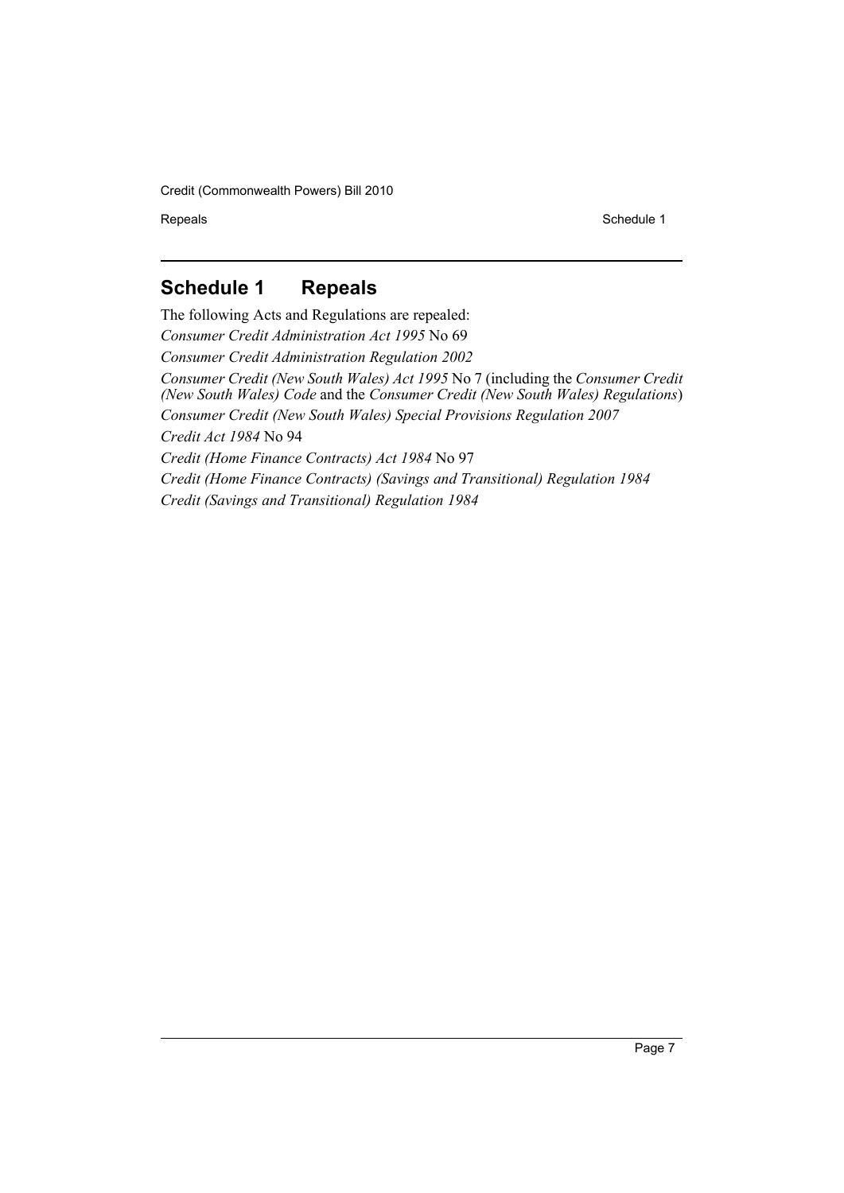# Schedule 1 Repeals

The following Acts and Regulations are repealed:

*Consumer Credit Administration Act 1995* No 69

*Consumer Credit Administration Regulation 2002*

*Consumer Credit (New South Wales) Act 1995* No 7 (including the *Consumer Credit (New South Wales) Code* and the *Consumer Credit (New South Wales) Regulations*)

*Consumer Credit (New South Wales) Special Provisions Regulation 2007*

*Credit Act 1984* No 94

*Credit (Home Finance Contracts) Act 1984* No 97

*Credit (Home Finance Contracts) (Savings and Transitional) Regulation 1984*

*Credit (Savings and Transitional) Regulation 1984*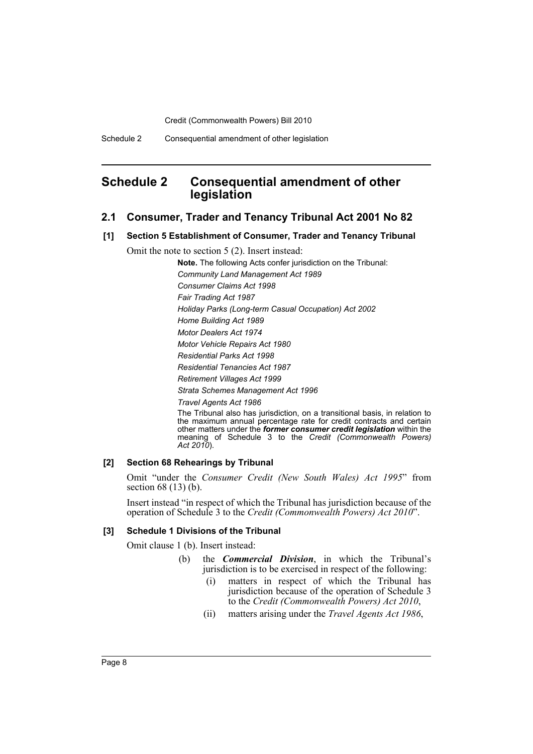## Schedule 2 Consequential amendment of other legislation

### 2.1 Consumer, Trader and Tenancy Tribunal Act 2001 No 82

#### [1] Section 5 Establishment of Consumer, Trader and Tenancy Tribunal

Omit the note to section 5 (2). Insert instead:

> **Note.** The following Acts confer jurisdiction on the Tribunal:
>
> *Community Land Management Act 1989*
>
> *Consumer Claims Act 1998*
>
> *Fair Trading Act 1987*
>
> *Holiday Parks (Long-term Casual Occupation) Act 2002*
>
> *Home Building Act 1989*
>
> *Motor Dealers Act 1974*
>
> *Motor Vehicle Repairs Act 1980*
>
> *Residential Parks Act 1998*
>
> *Residential Tenancies Act 1987*
>
> *Retirement Villages Act 1999*
>
> *Strata Schemes Management Act 1996*
>
> *Travel Agents Act 1986*
>
> The Tribunal also has jurisdiction, on a transitional basis, in relation to the maximum annual percentage rate for credit contracts and certain other matters under the ***former consumer credit legislation*** within the meaning of Schedule 3 to the *Credit (Commonwealth Powers) Act 2010*).

#### [2] Section 68 Rehearings by Tribunal

Omit "under the *Consumer Credit (New South Wales) Act 1995*" from section 68 (13) (b).

Insert instead "in respect of which the Tribunal has jurisdiction because of the operation of Schedule 3 to the *Credit (Commonwealth Powers) Act 2010*".

#### [3] Schedule 1 Divisions of the Tribunal

Omit clause 1 (b). Insert instead:

> (b) the ***Commercial Division***, in which the Tribunal's jurisdiction is to be exercised in respect of the following:
>
> (i) matters in respect of which the Tribunal has jurisdiction because of the operation of Schedule 3 to the *Credit (Commonwealth Powers) Act 2010*,
>
> (ii) matters arising under the *Travel Agents Act 1986*,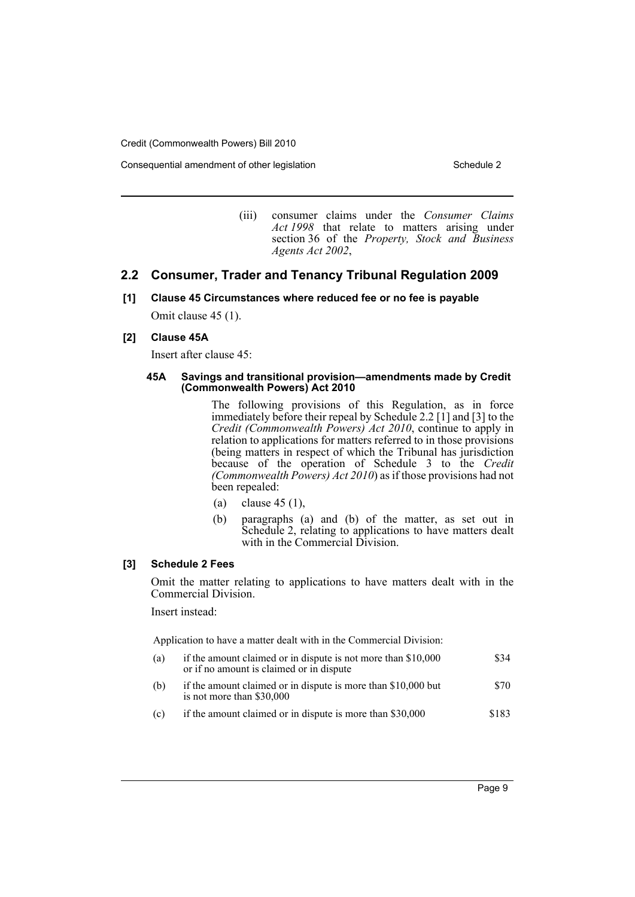(iii) consumer claims under the *Consumer Claims Act 1998* that relate to matters arising under section 36 of the *Property, Stock and Business Agents Act 2002*,

## 2.2 Consumer, Trader and Tenancy Tribunal Regulation 2009

### [1] Clause 45 Circumstances where reduced fee or no fee is payable

Omit clause 45 (1).

### [2] Clause 45A

Insert after clause 45:

#### 45A Savings and transitional provision—amendments made by Credit (Commonwealth Powers) Act 2010

The following provisions of this Regulation, as in force immediately before their repeal by Schedule 2.2 [1] and [3] to the *Credit (Commonwealth Powers) Act 2010*, continue to apply in relation to applications for matters referred to in those provisions (being matters in respect of which the Tribunal has jurisdiction because of the operation of Schedule 3 to the *Credit (Commonwealth Powers) Act 2010*) as if those provisions had not been repealed:

(a) clause 45 (1),

(b) paragraphs (a) and (b) of the matter, as set out in Schedule 2, relating to applications to have matters dealt with in the Commercial Division.

### [3] Schedule 2 Fees

Omit the matter relating to applications to have matters dealt with in the Commercial Division.

Insert instead:

Application to have a matter dealt with in the Commercial Division:

| | | |
|---|---|---|
| (a) | if the amount claimed or in dispute is not more than $10,000 or if no amount is claimed or in dispute | $34 |
| (b) | if the amount claimed or in dispute is more than $10,000 but is not more than $30,000 | $70 |
| (c) | if the amount claimed or in dispute is more than $30,000 | $183 |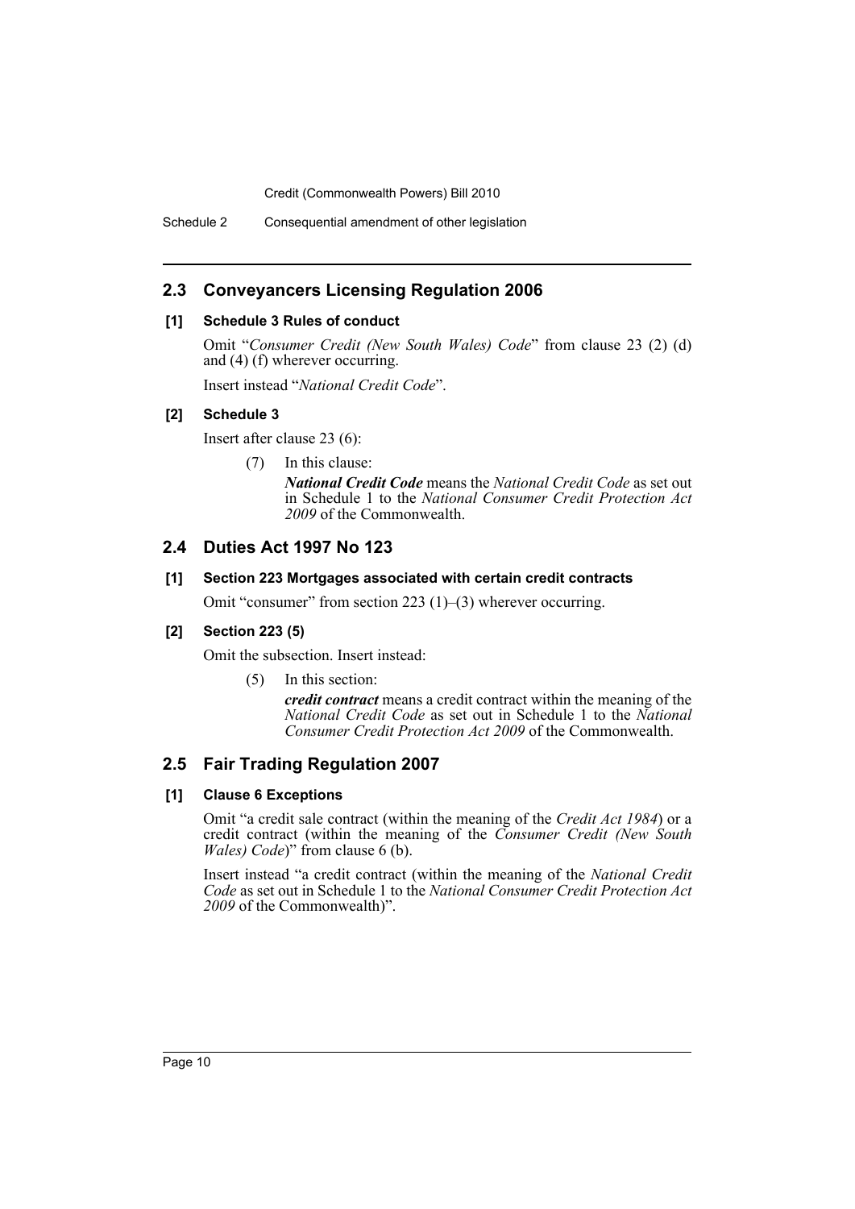## 2.3 Conveyancers Licensing Regulation 2006

### [1] Schedule 3 Rules of conduct

Omit "*Consumer Credit (New South Wales) Code*" from clause 23 (2) (d) and (4) (f) wherever occurring.

Insert instead "*National Credit Code*".

### [2] Schedule 3

Insert after clause 23 (6):

(7) In this clause:

***National Credit Code*** means the *National Credit Code* as set out in Schedule 1 to the *National Consumer Credit Protection Act 2009* of the Commonwealth.

## 2.4 Duties Act 1997 No 123

### [1] Section 223 Mortgages associated with certain credit contracts

Omit "consumer" from section 223 (1)–(3) wherever occurring.

### [2] Section 223 (5)

Omit the subsection. Insert instead:

(5) In this section:

***credit contract*** means a credit contract within the meaning of the *National Credit Code* as set out in Schedule 1 to the *National Consumer Credit Protection Act 2009* of the Commonwealth.

## 2.5 Fair Trading Regulation 2007

### [1] Clause 6 Exceptions

Omit "a credit sale contract (within the meaning of the *Credit Act 1984*) or a credit contract (within the meaning of the *Consumer Credit (New South Wales) Code*)" from clause 6 (b).

Insert instead "a credit contract (within the meaning of the *National Credit Code* as set out in Schedule 1 to the *National Consumer Credit Protection Act 2009* of the Commonwealth)".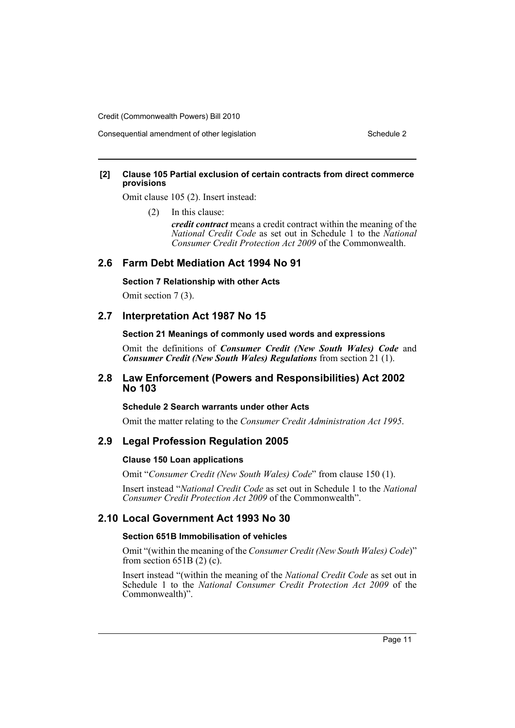**[2] Clause 105 Partial exclusion of certain contracts from direct commerce provisions**

Omit clause 105 (2). Insert instead:

(2) In this clause:

***credit contract*** means a credit contract within the meaning of the *National Credit Code* as set out in Schedule 1 to the *National Consumer Credit Protection Act 2009* of the Commonwealth.

## 2.6 Farm Debt Mediation Act 1994 No 91

**Section 7 Relationship with other Acts**

Omit section 7 (3).

## 2.7 Interpretation Act 1987 No 15

**Section 21 Meanings of commonly used words and expressions**

Omit the definitions of ***Consumer Credit (New South Wales) Code*** and ***Consumer Credit (New South Wales) Regulations*** from section 21 (1).

## 2.8 Law Enforcement (Powers and Responsibilities) Act 2002 No 103

**Schedule 2 Search warrants under other Acts**

Omit the matter relating to the *Consumer Credit Administration Act 1995*.

## 2.9 Legal Profession Regulation 2005

**Clause 150 Loan applications**

Omit "*Consumer Credit (New South Wales) Code*" from clause 150 (1).

Insert instead "*National Credit Code* as set out in Schedule 1 to the *National Consumer Credit Protection Act 2009* of the Commonwealth".

## 2.10 Local Government Act 1993 No 30

**Section 651B Immobilisation of vehicles**

Omit "(within the meaning of the *Consumer Credit (New South Wales) Code*)" from section 651B (2) (c).

Insert instead "(within the meaning of the *National Credit Code* as set out in Schedule 1 to the *National Consumer Credit Protection Act 2009* of the Commonwealth)".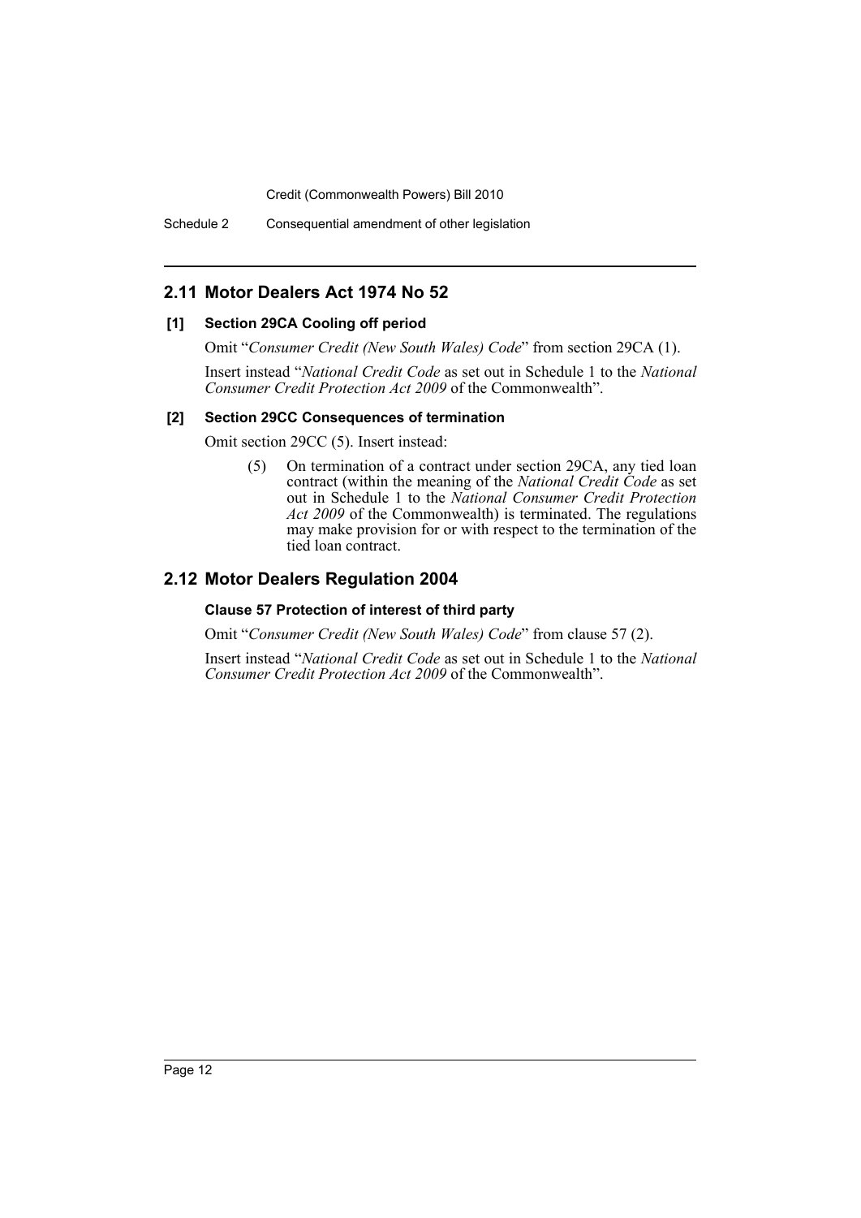## 2.11 Motor Dealers Act 1974 No 52

### [1] Section 29CA Cooling off period

Omit "*Consumer Credit (New South Wales) Code*" from section 29CA (1).

Insert instead "*National Credit Code* as set out in Schedule 1 to the *National Consumer Credit Protection Act 2009* of the Commonwealth".

### [2] Section 29CC Consequences of termination

Omit section 29CC (5). Insert instead:

> (5) On termination of a contract under section 29CA, any tied loan contract (within the meaning of the *National Credit Code* as set out in Schedule 1 to the *National Consumer Credit Protection Act 2009* of the Commonwealth) is terminated. The regulations may make provision for or with respect to the termination of the tied loan contract.

## 2.12 Motor Dealers Regulation 2004

### Clause 57 Protection of interest of third party

Omit "*Consumer Credit (New South Wales) Code*" from clause 57 (2).

Insert instead "*National Credit Code* as set out in Schedule 1 to the *National Consumer Credit Protection Act 2009* of the Commonwealth".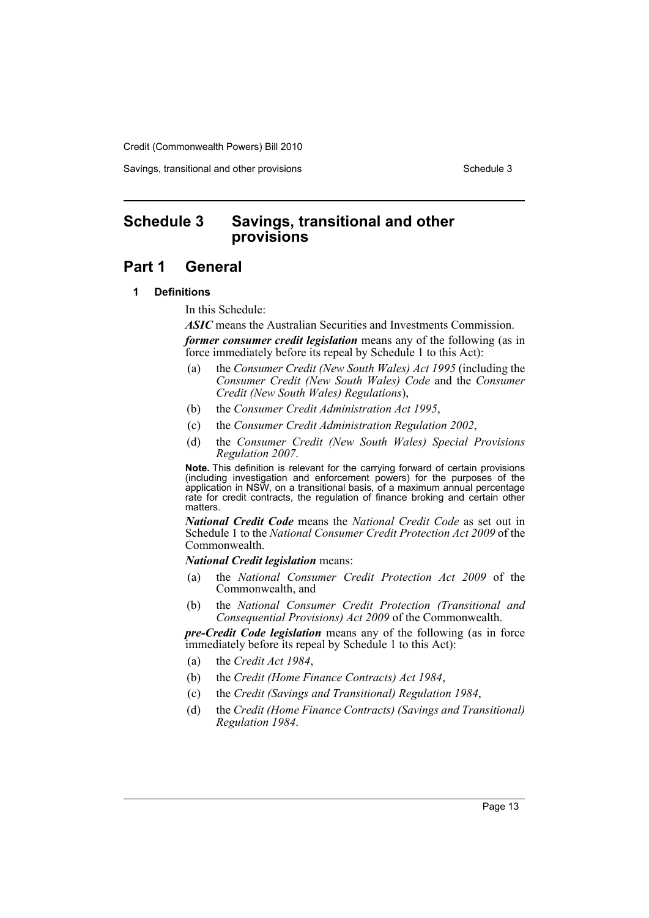# Schedule 3 Savings, transitional and other provisions

## Part 1 General

### 1 Definitions

In this Schedule:

***ASIC*** means the Australian Securities and Investments Commission.

***former consumer credit legislation*** means any of the following (as in force immediately before its repeal by Schedule 1 to this Act):

- (a) the *Consumer Credit (New South Wales) Act 1995* (including the *Consumer Credit (New South Wales) Code* and the *Consumer Credit (New South Wales) Regulations*),
- (b) the *Consumer Credit Administration Act 1995*,
- (c) the *Consumer Credit Administration Regulation 2002*,
- (d) the *Consumer Credit (New South Wales) Special Provisions Regulation 2007*.

**Note.** This definition is relevant for the carrying forward of certain provisions (including investigation and enforcement powers) for the purposes of the application in NSW, on a transitional basis, of a maximum annual percentage rate for credit contracts, the regulation of finance broking and certain other matters.

***National Credit Code*** means the *National Credit Code* as set out in Schedule 1 to the *National Consumer Credit Protection Act 2009* of the Commonwealth.

***National Credit legislation*** means:

- (a) the *National Consumer Credit Protection Act 2009* of the Commonwealth, and
- (b) the *National Consumer Credit Protection (Transitional and Consequential Provisions) Act 2009* of the Commonwealth.

***pre-Credit Code legislation*** means any of the following (as in force immediately before its repeal by Schedule 1 to this Act):

- (a) the *Credit Act 1984*,
- (b) the *Credit (Home Finance Contracts) Act 1984*,
- (c) the *Credit (Savings and Transitional) Regulation 1984*,
- (d) the *Credit (Home Finance Contracts) (Savings and Transitional) Regulation 1984*.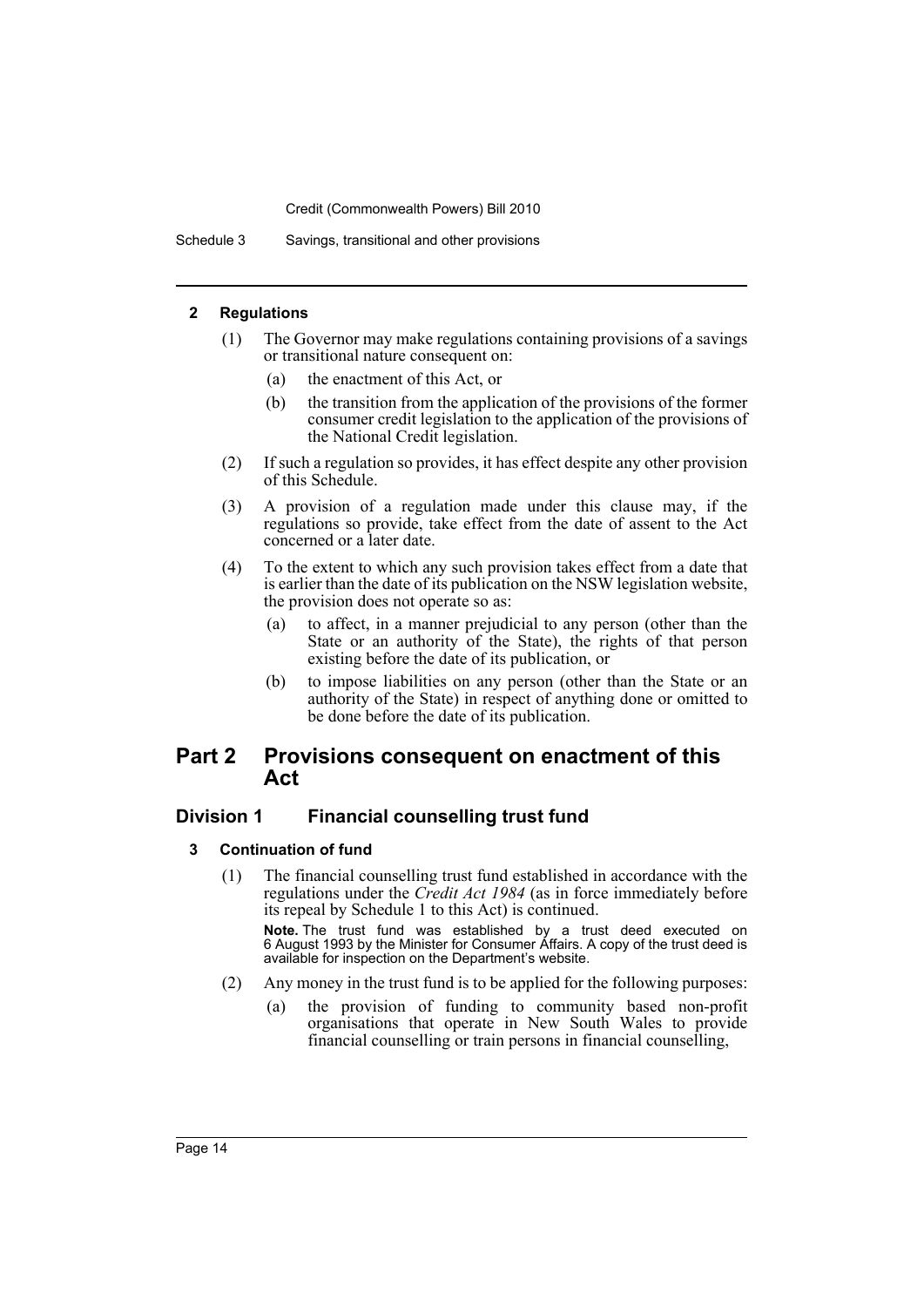#### 2 Regulations

(1) The Governor may make regulations containing provisions of a savings or transitional nature consequent on:

- (a) the enactment of this Act, or
- (b) the transition from the application of the provisions of the former consumer credit legislation to the application of the provisions of the National Credit legislation.

(2) If such a regulation so provides, it has effect despite any other provision of this Schedule.

(3) A provision of a regulation made under this clause may, if the regulations so provide, take effect from the date of assent to the Act concerned or a later date.

(4) To the extent to which any such provision takes effect from a date that is earlier than the date of its publication on the NSW legislation website, the provision does not operate so as:

- (a) to affect, in a manner prejudicial to any person (other than the State or an authority of the State), the rights of that person existing before the date of its publication, or
- (b) to impose liabilities on any person (other than the State or an authority of the State) in respect of anything done or omitted to be done before the date of its publication.

## Part 2 Provisions consequent on enactment of this Act

### Division 1 Financial counselling trust fund

#### 3 Continuation of fund

(1) The financial counselling trust fund established in accordance with the regulations under the *Credit Act 1984* (as in force immediately before its repeal by Schedule 1 to this Act) is continued.

**Note.** The trust fund was established by a trust deed executed on 6 August 1993 by the Minister for Consumer Affairs. A copy of the trust deed is available for inspection on the Department's website.

(2) Any money in the trust fund is to be applied for the following purposes:

- (a) the provision of funding to community based non-profit organisations that operate in New South Wales to provide financial counselling or train persons in financial counselling,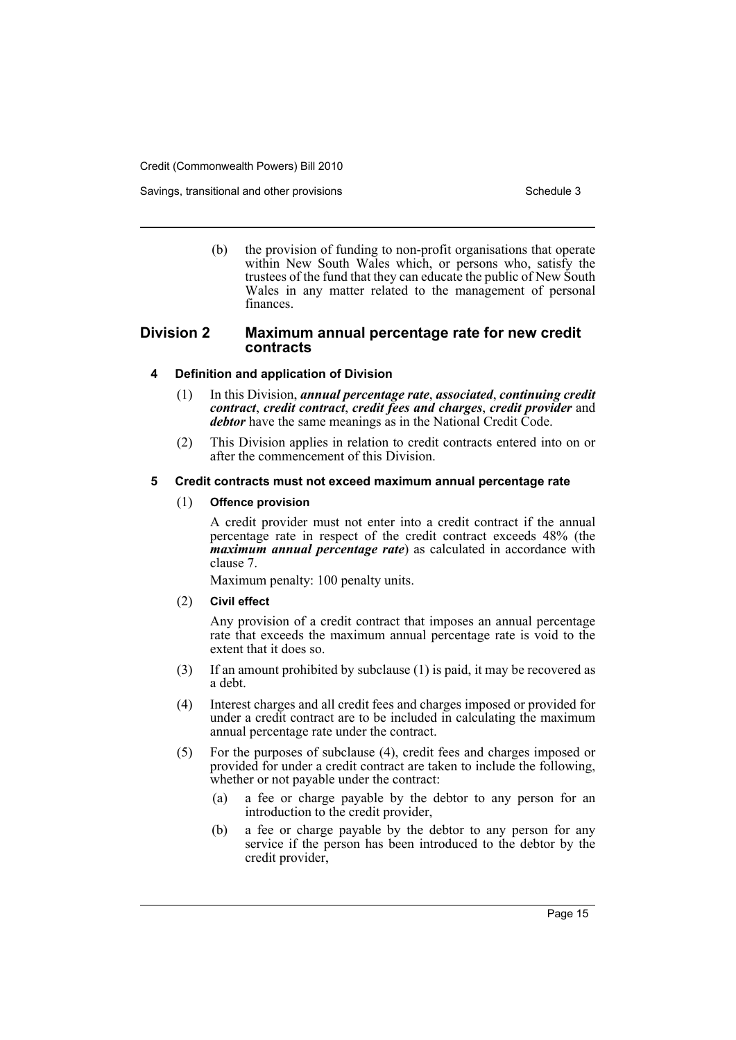(b) the provision of funding to non-profit organisations that operate within New South Wales which, or persons who, satisfy the trustees of the fund that they can educate the public of New South Wales in any matter related to the management of personal finances.

## Division 2 Maximum annual percentage rate for new credit contracts

### 4 Definition and application of Division

(1) In this Division, ***annual percentage rate***, ***associated***, ***continuing credit contract***, ***credit contract***, ***credit fees and charges***, ***credit provider*** and ***debtor*** have the same meanings as in the National Credit Code.

(2) This Division applies in relation to credit contracts entered into on or after the commencement of this Division.

### 5 Credit contracts must not exceed maximum annual percentage rate

(1) **Offence provision**

A credit provider must not enter into a credit contract if the annual percentage rate in respect of the credit contract exceeds 48% (the ***maximum annual percentage rate***) as calculated in accordance with clause 7.

Maximum penalty: 100 penalty units.

(2) **Civil effect**

Any provision of a credit contract that imposes an annual percentage rate that exceeds the maximum annual percentage rate is void to the extent that it does so.

(3) If an amount prohibited by subclause (1) is paid, it may be recovered as a debt.

(4) Interest charges and all credit fees and charges imposed or provided for under a credit contract are to be included in calculating the maximum annual percentage rate under the contract.

(5) For the purposes of subclause (4), credit fees and charges imposed or provided for under a credit contract are taken to include the following, whether or not payable under the contract:

(a) a fee or charge payable by the debtor to any person for an introduction to the credit provider,

(b) a fee or charge payable by the debtor to any person for any service if the person has been introduced to the debtor by the credit provider,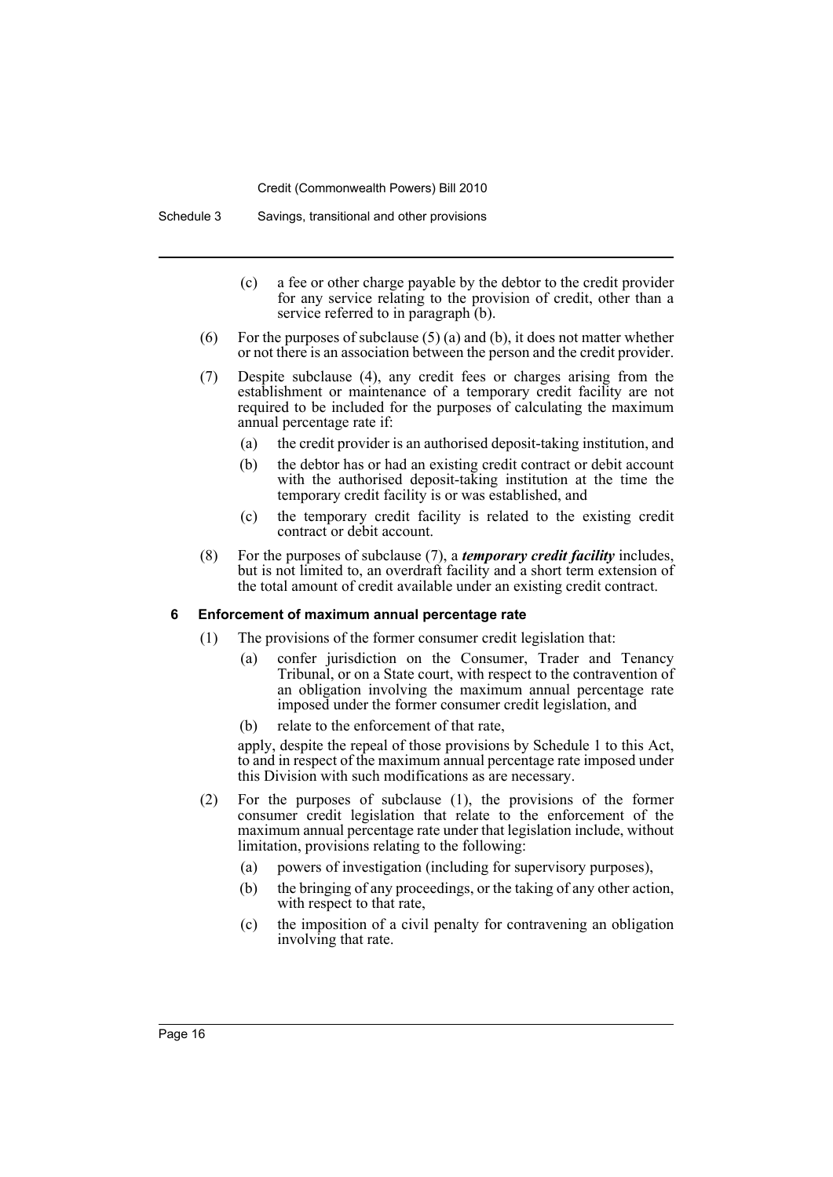(c) a fee or other charge payable by the debtor to the credit provider for any service relating to the provision of credit, other than a service referred to in paragraph (b).

(6) For the purposes of subclause (5) (a) and (b), it does not matter whether or not there is an association between the person and the credit provider.

(7) Despite subclause (4), any credit fees or charges arising from the establishment or maintenance of a temporary credit facility are not required to be included for the purposes of calculating the maximum annual percentage rate if:

(a) the credit provider is an authorised deposit-taking institution, and

(b) the debtor has or had an existing credit contract or debit account with the authorised deposit-taking institution at the time the temporary credit facility is or was established, and

(c) the temporary credit facility is related to the existing credit contract or debit account.

(8) For the purposes of subclause (7), a ***temporary credit facility*** includes, but is not limited to, an overdraft facility and a short term extension of the total amount of credit available under an existing credit contract.

### 6 Enforcement of maximum annual percentage rate

(1) The provisions of the former consumer credit legislation that:

(a) confer jurisdiction on the Consumer, Trader and Tenancy Tribunal, or on a State court, with respect to the contravention of an obligation involving the maximum annual percentage rate imposed under the former consumer credit legislation, and

(b) relate to the enforcement of that rate,

apply, despite the repeal of those provisions by Schedule 1 to this Act, to and in respect of the maximum annual percentage rate imposed under this Division with such modifications as are necessary.

(2) For the purposes of subclause (1), the provisions of the former consumer credit legislation that relate to the enforcement of the maximum annual percentage rate under that legislation include, without limitation, provisions relating to the following:

(a) powers of investigation (including for supervisory purposes),

(b) the bringing of any proceedings, or the taking of any other action, with respect to that rate,

(c) the imposition of a civil penalty for contravening an obligation involving that rate.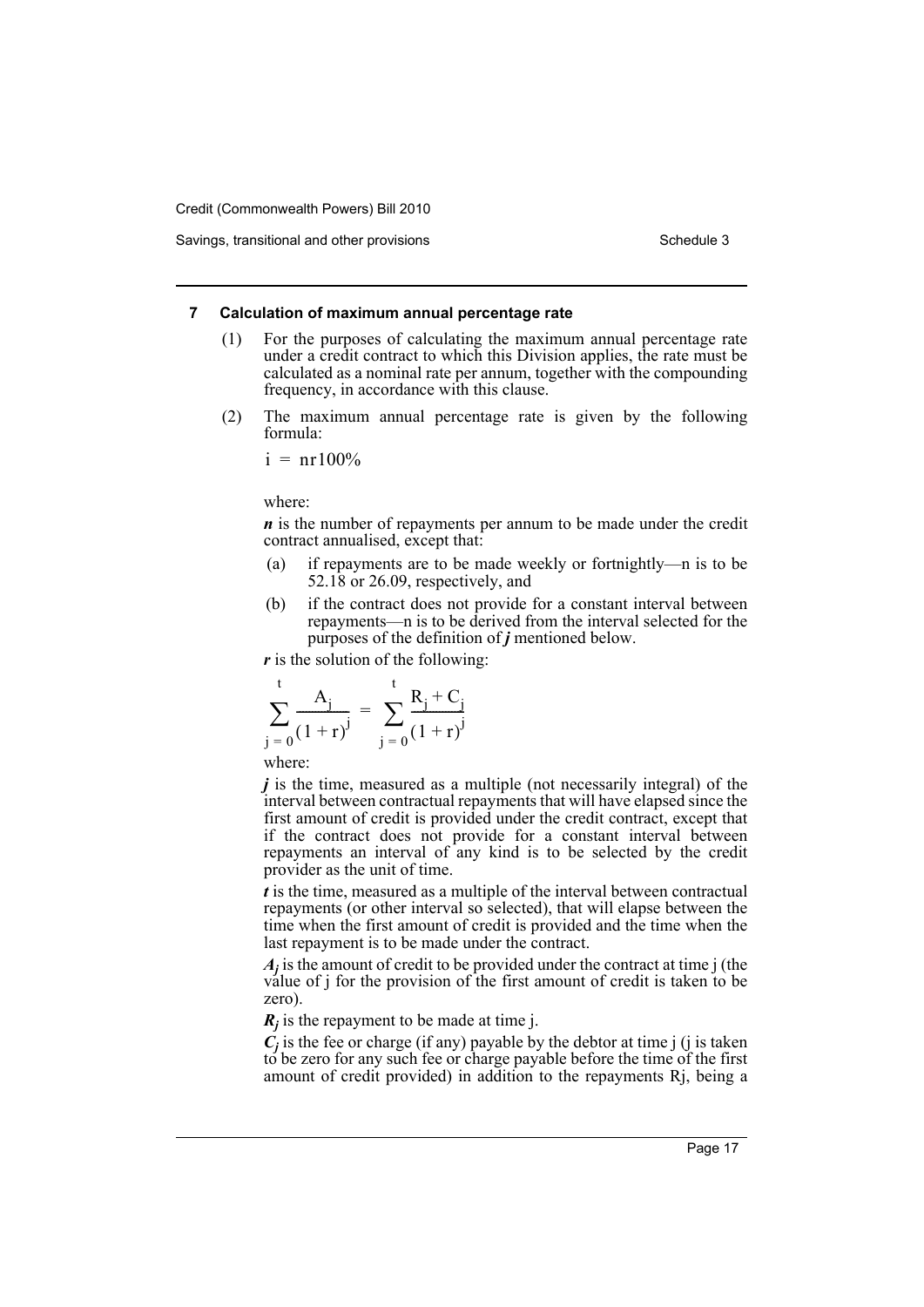### 7 Calculation of maximum annual percentage rate

(1) For the purposes of calculating the maximum annual percentage rate under a credit contract to which this Division applies, the rate must be calculated as a nominal rate per annum, together with the compounding frequency, in accordance with this clause.

(2) The maximum annual percentage rate is given by the following formula:

$$i = nr100\%$$

where:

***n*** is the number of repayments per annum to be made under the credit contract annualised, except that:

(a) if repayments are to be made weekly or fortnightly—n is to be 52.18 or 26.09, respectively, and

(b) if the contract does not provide for a constant interval between repayments—n is to be derived from the interval selected for the purposes of the definition of ***j*** mentioned below.

***r*** is the solution of the following:

$$\sum_{j=0}^{t} \frac{A_j}{(1+r)^j} = \sum_{j=0}^{t} \frac{R_j + C_j}{(1+r)^j}$$

where:

***j*** is the time, measured as a multiple (not necessarily integral) of the interval between contractual repayments that will have elapsed since the first amount of credit is provided under the credit contract, except that if the contract does not provide for a constant interval between repayments an interval of any kind is to be selected by the credit provider as the unit of time.

***t*** is the time, measured as a multiple of the interval between contractual repayments (or other interval so selected), that will elapse between the time when the first amount of credit is provided and the time when the last repayment is to be made under the contract.

$A_j$ is the amount of credit to be provided under the contract at time j (the value of j for the provision of the first amount of credit is taken to be zero).

$R_j$ is the repayment to be made at time j.

$C_j$ is the fee or charge (if any) payable by the debtor at time j (j is taken to be zero for any such fee or charge payable before the time of the first amount of credit provided) in addition to the repayments $R_j$, being a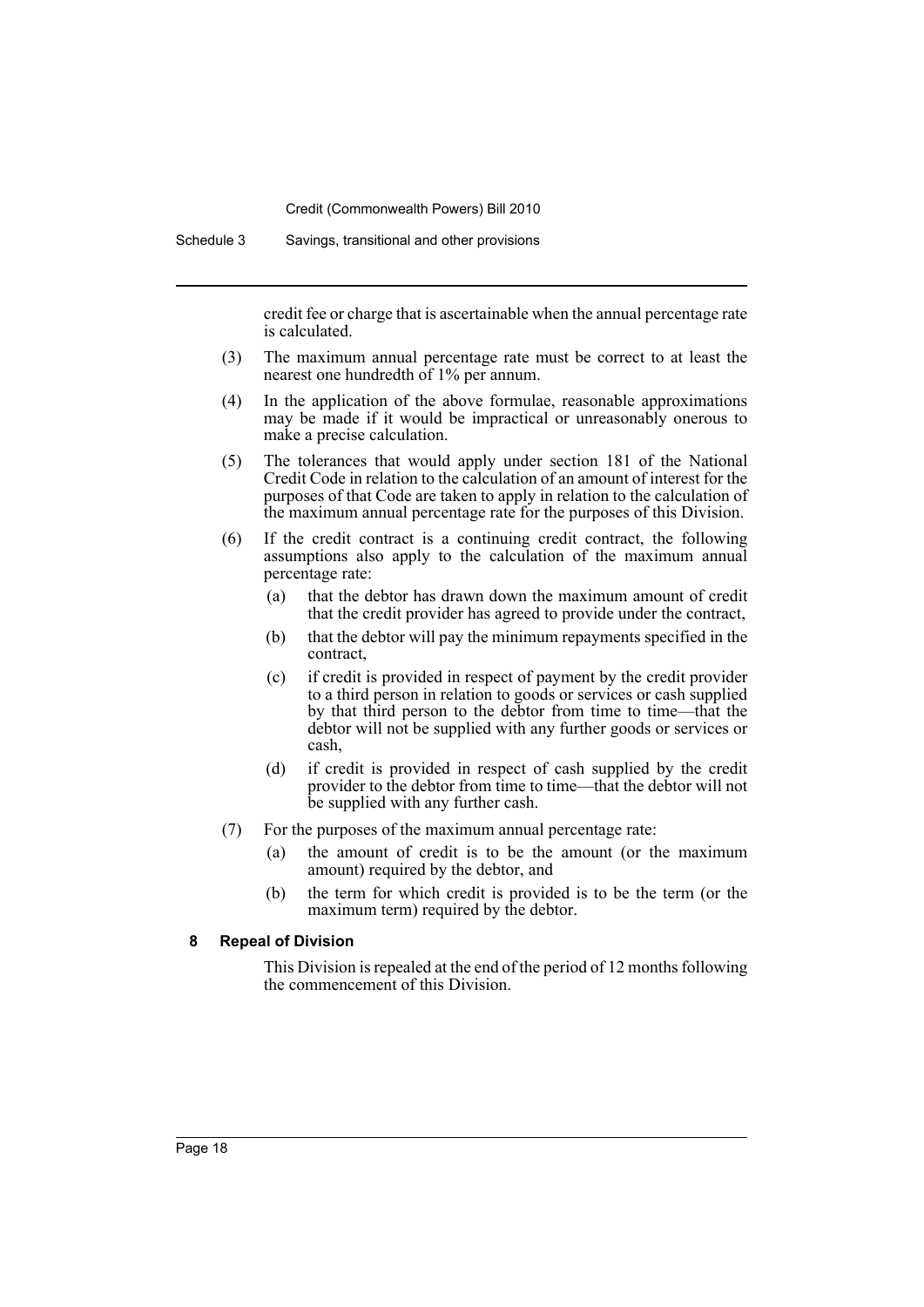credit fee or charge that is ascertainable when the annual percentage rate is calculated.

(3) The maximum annual percentage rate must be correct to at least the nearest one hundredth of 1% per annum.

(4) In the application of the above formulae, reasonable approximations may be made if it would be impractical or unreasonably onerous to make a precise calculation.

(5) The tolerances that would apply under section 181 of the National Credit Code in relation to the calculation of an amount of interest for the purposes of that Code are taken to apply in relation to the calculation of the maximum annual percentage rate for the purposes of this Division.

(6) If the credit contract is a continuing credit contract, the following assumptions also apply to the calculation of the maximum annual percentage rate:

  (a) that the debtor has drawn down the maximum amount of credit that the credit provider has agreed to provide under the contract,

  (b) that the debtor will pay the minimum repayments specified in the contract,

  (c) if credit is provided in respect of payment by the credit provider to a third person in relation to goods or services or cash supplied by that third person to the debtor from time to time—that the debtor will not be supplied with any further goods or services or cash,

  (d) if credit is provided in respect of cash supplied by the credit provider to the debtor from time to time—that the debtor will not be supplied with any further cash.

(7) For the purposes of the maximum annual percentage rate:

  (a) the amount of credit is to be the amount (or the maximum amount) required by the debtor, and

  (b) the term for which credit is provided is to be the term (or the maximum term) required by the debtor.

#### 8 Repeal of Division

This Division is repealed at the end of the period of 12 months following the commencement of this Division.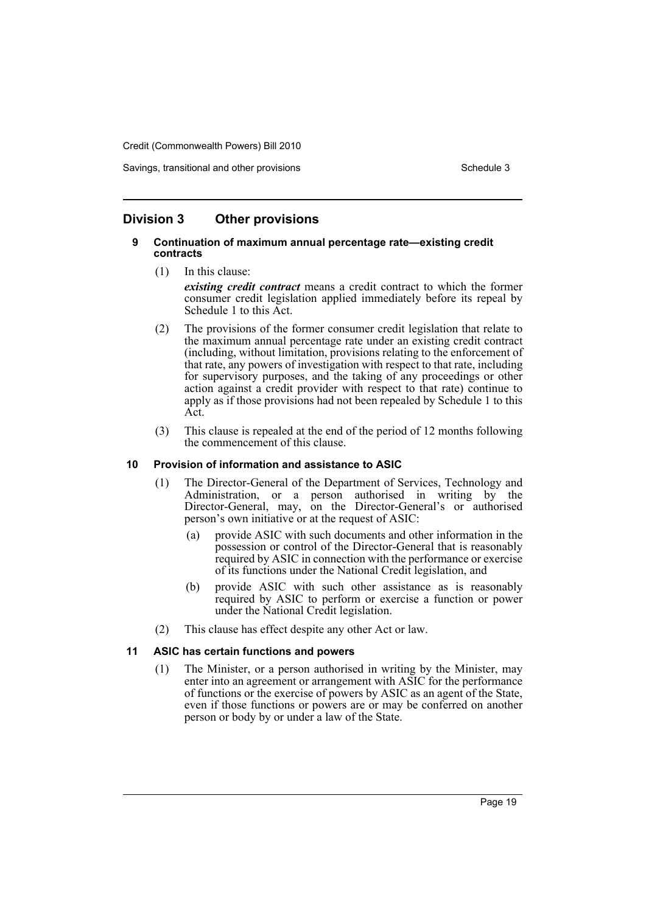## Division 3 Other provisions

### 9 Continuation of maximum annual percentage rate—existing credit contracts

(1) In this clause:

***existing credit contract*** means a credit contract to which the former consumer credit legislation applied immediately before its repeal by Schedule 1 to this Act.

(2) The provisions of the former consumer credit legislation that relate to the maximum annual percentage rate under an existing credit contract (including, without limitation, provisions relating to the enforcement of that rate, any powers of investigation with respect to that rate, including for supervisory purposes, and the taking of any proceedings or other action against a credit provider with respect to that rate) continue to apply as if those provisions had not been repealed by Schedule 1 to this Act.

(3) This clause is repealed at the end of the period of 12 months following the commencement of this clause.

### 10 Provision of information and assistance to ASIC

(1) The Director-General of the Department of Services, Technology and Administration, or a person authorised in writing by the Director-General, may, on the Director-General's or authorised person's own initiative or at the request of ASIC:

- (a) provide ASIC with such documents and other information in the possession or control of the Director-General that is reasonably required by ASIC in connection with the performance or exercise of its functions under the National Credit legislation, and
- (b) provide ASIC with such other assistance as is reasonably required by ASIC to perform or exercise a function or power under the National Credit legislation.

(2) This clause has effect despite any other Act or law.

### 11 ASIC has certain functions and powers

(1) The Minister, or a person authorised in writing by the Minister, may enter into an agreement or arrangement with ASIC for the performance of functions or the exercise of powers by ASIC as an agent of the State, even if those functions or powers are or may be conferred on another person or body by or under a law of the State.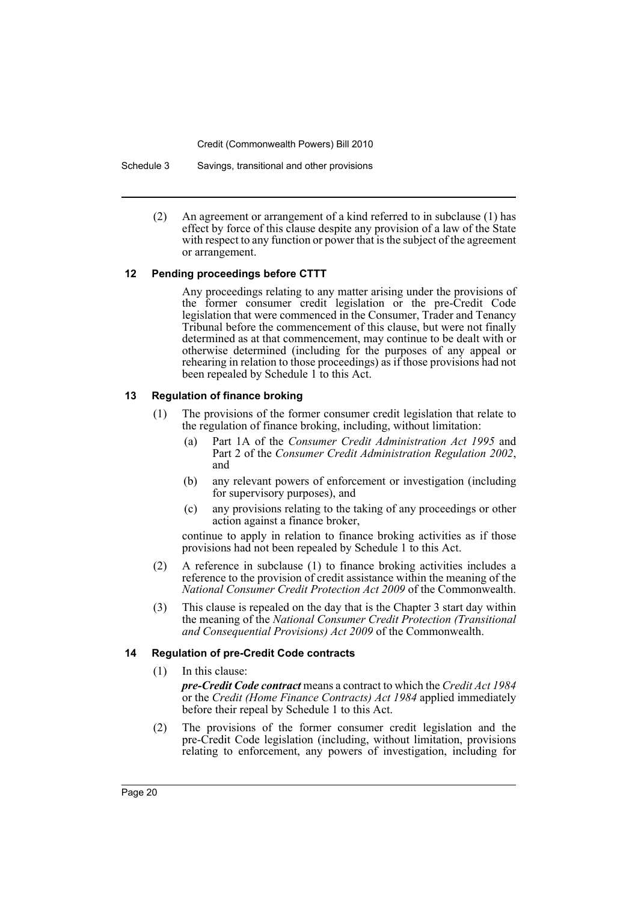(2) An agreement or arrangement of a kind referred to in subclause (1) has effect by force of this clause despite any provision of a law of the State with respect to any function or power that is the subject of the agreement or arrangement.

### 12 Pending proceedings before CTTT

Any proceedings relating to any matter arising under the provisions of the former consumer credit legislation or the pre-Credit Code legislation that were commenced in the Consumer, Trader and Tenancy Tribunal before the commencement of this clause, but were not finally determined as at that commencement, may continue to be dealt with or otherwise determined (including for the purposes of any appeal or rehearing in relation to those proceedings) as if those provisions had not been repealed by Schedule 1 to this Act.

### 13 Regulation of finance broking

(1) The provisions of the former consumer credit legislation that relate to the regulation of finance broking, including, without limitation:

- (a) Part 1A of the *Consumer Credit Administration Act 1995* and Part 2 of the *Consumer Credit Administration Regulation 2002*, and
- (b) any relevant powers of enforcement or investigation (including for supervisory purposes), and
- (c) any provisions relating to the taking of any proceedings or other action against a finance broker,

continue to apply in relation to finance broking activities as if those provisions had not been repealed by Schedule 1 to this Act.

(2) A reference in subclause (1) to finance broking activities includes a reference to the provision of credit assistance within the meaning of the *National Consumer Credit Protection Act 2009* of the Commonwealth.

(3) This clause is repealed on the day that is the Chapter 3 start day within the meaning of the *National Consumer Credit Protection (Transitional and Consequential Provisions) Act 2009* of the Commonwealth.

### 14 Regulation of pre-Credit Code contracts

(1) In this clause:

***pre-Credit Code contract*** means a contract to which the *Credit Act 1984* or the *Credit (Home Finance Contracts) Act 1984* applied immediately before their repeal by Schedule 1 to this Act.

(2) The provisions of the former consumer credit legislation and the pre-Credit Code legislation (including, without limitation, provisions relating to enforcement, any powers of investigation, including for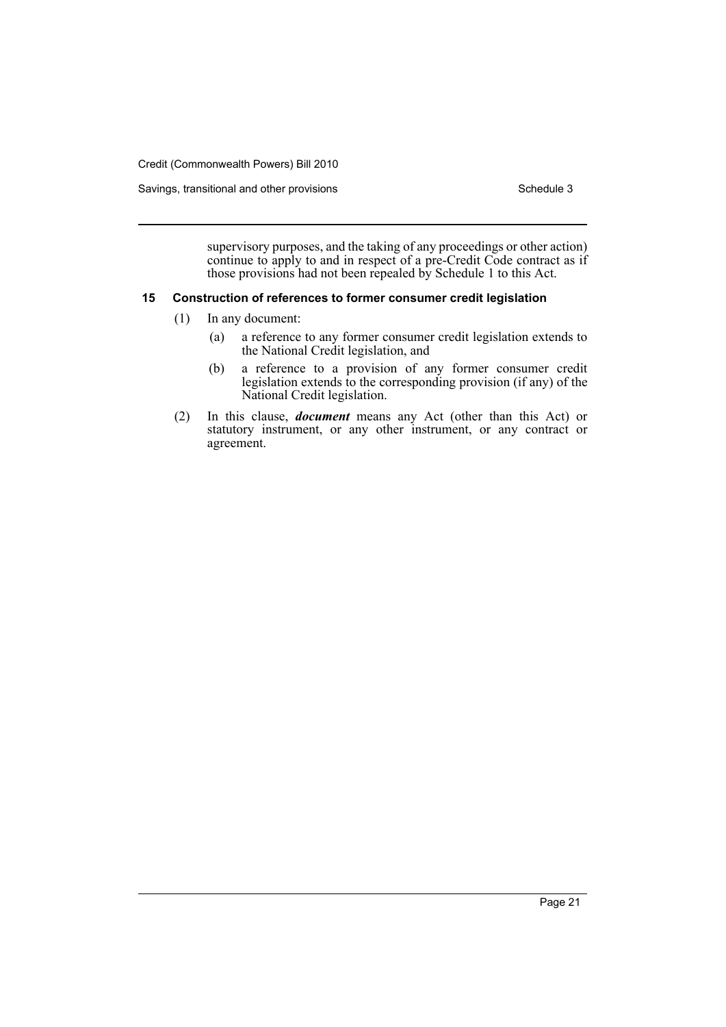supervisory purposes, and the taking of any proceedings or other action) continue to apply to and in respect of a pre-Credit Code contract as if those provisions had not been repealed by Schedule 1 to this Act.

### 15 Construction of references to former consumer credit legislation

(1) In any document:

(a) a reference to any former consumer credit legislation extends to the National Credit legislation, and

(b) a reference to a provision of any former consumer credit legislation extends to the corresponding provision (if any) of the National Credit legislation.

(2) In this clause, ***document*** means any Act (other than this Act) or statutory instrument, or any other instrument, or any contract or agreement.